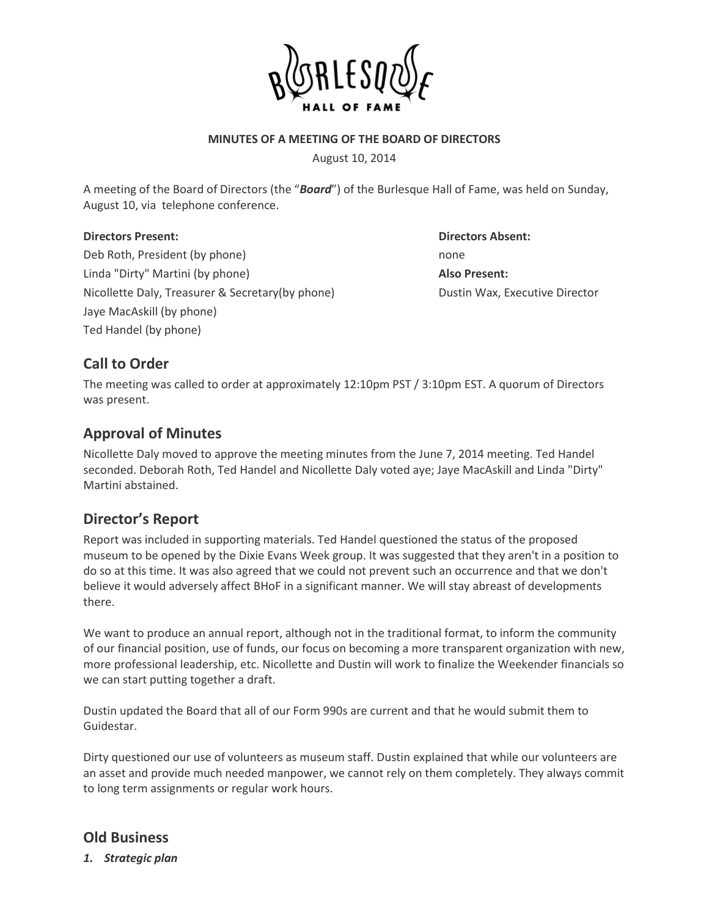# BURLESQUE HALL OF FAME

**MINUTES OF A MEETING OF THE BOARD OF DIRECTORS**

August 10, 2014

A meeting of the Board of Directors (the "***Board***") of the Burlesque Hall of Fame, was held on Sunday, August 10, via telephone conference.

**Directors Present:**
Deb Roth, President (by phone)
Linda "Dirty" Martini (by phone)
Nicollette Daly, Treasurer & Secretary(by phone)
Jaye MacAskill (by phone)
Ted Handel (by phone)

**Directors Absent:**
none

**Also Present:**
Dustin Wax, Executive Director

## Call to Order

The meeting was called to order at approximately 12:10pm PST / 3:10pm EST. A quorum of Directors was present.

## Approval of Minutes

Nicollette Daly moved to approve the meeting minutes from the June 7, 2014 meeting. Ted Handel seconded. Deborah Roth, Ted Handel and Nicollette Daly voted aye; Jaye MacAskill and Linda "Dirty" Martini abstained.

## Director's Report

Report was included in supporting materials. Ted Handel questioned the status of the proposed museum to be opened by the Dixie Evans Week group. It was suggested that they aren't in a position to do so at this time. It was also agreed that we could not prevent such an occurrence and that we don't believe it would adversely affect BHoF in a significant manner. We will stay abreast of developments there.

We want to produce an annual report, although not in the traditional format, to inform the community of our financial position, use of funds, our focus on becoming a more transparent organization with new, more professional leadership, etc. Nicollette and Dustin will work to finalize the Weekender financials so we can start putting together a draft.

Dustin updated the Board that all of our Form 990s are current and that he would submit them to Guidestar.

Dirty questioned our use of volunteers as museum staff. Dustin explained that while our volunteers are an asset and provide much needed manpower, we cannot rely on them completely. They always commit to long term assignments or regular work hours.

## Old Business

***1. Strategic plan***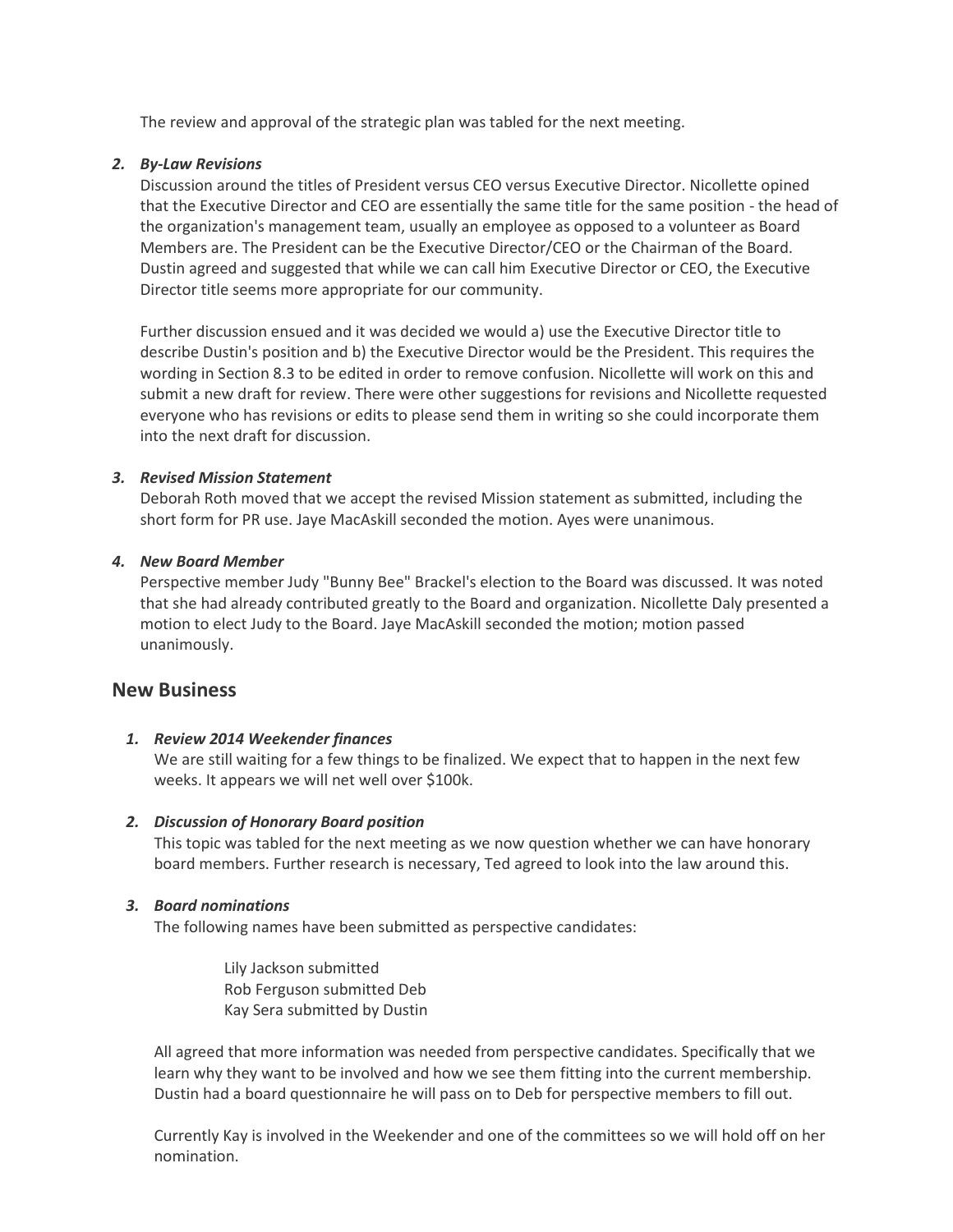The review and approval of the strategic plan was tabled for the next meeting.

2. ***By-Law Revisions***
   Discussion around the titles of President versus CEO versus Executive Director. Nicollette opined that the Executive Director and CEO are essentially the same title for the same position - the head of the organization's management team, usually an employee as opposed to a volunteer as Board Members are. The President can be the Executive Director/CEO or the Chairman of the Board. Dustin agreed and suggested that while we can call him Executive Director or CEO, the Executive Director title seems more appropriate for our community.

   Further discussion ensued and it was decided we would a) use the Executive Director title to describe Dustin's position and b) the Executive Director would be the President. This requires the wording in Section 8.3 to be edited in order to remove confusion. Nicollette will work on this and submit a new draft for review. There were other suggestions for revisions and Nicollette requested everyone who has revisions or edits to please send them in writing so she could incorporate them into the next draft for discussion.

3. ***Revised Mission Statement***
   Deborah Roth moved that we accept the revised Mission statement as submitted, including the short form for PR use. Jaye MacAskill seconded the motion. Ayes were unanimous.

4. ***New Board Member***
   Perspective member Judy "Bunny Bee" Brackel's election to the Board was discussed. It was noted that she had already contributed greatly to the Board and organization. Nicollette Daly presented a motion to elect Judy to the Board. Jaye MacAskill seconded the motion; motion passed unanimously.

## New Business

1. ***Review 2014 Weekender finances***
   We are still waiting for a few things to be finalized. We expect that to happen in the next few weeks. It appears we will net well over $100k.

2. ***Discussion of Honorary Board position***
   This topic was tabled for the next meeting as we now question whether we can have honorary board members. Further research is necessary, Ted agreed to look into the law around this.

3. ***Board nominations***
   The following names have been submitted as perspective candidates:

   Lily Jackson submitted
   Rob Ferguson submitted Deb
   Kay Sera submitted by Dustin

   All agreed that more information was needed from perspective candidates. Specifically that we learn why they want to be involved and how we see them fitting into the current membership. Dustin had a board questionnaire he will pass on to Deb for perspective members to fill out.

   Currently Kay is involved in the Weekender and one of the committees so we will hold off on her nomination.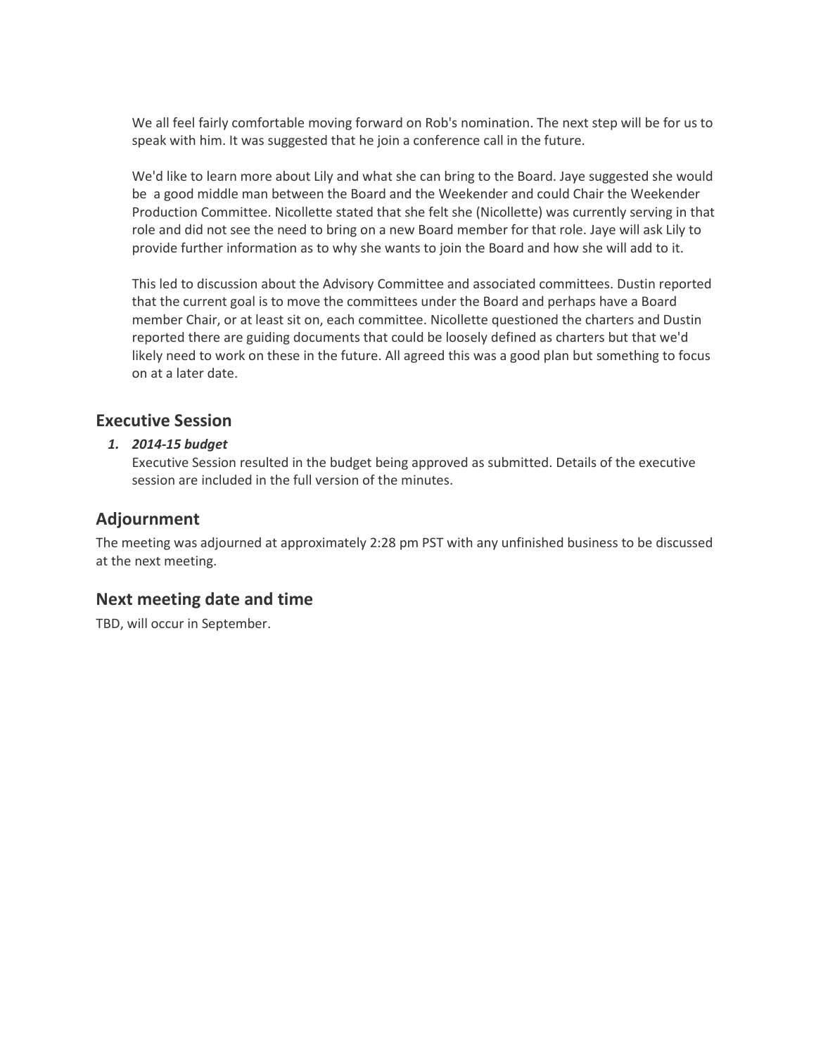We all feel fairly comfortable moving forward on Rob's nomination. The next step will be for us to speak with him. It was suggested that he join a conference call in the future.

We'd like to learn more about Lily and what she can bring to the Board. Jaye suggested she would be a good middle man between the Board and the Weekender and could Chair the Weekender Production Committee. Nicollette stated that she felt she (Nicollette) was currently serving in that role and did not see the need to bring on a new Board member for that role. Jaye will ask Lily to provide further information as to why she wants to join the Board and how she will add to it.

This led to discussion about the Advisory Committee and associated committees. Dustin reported that the current goal is to move the committees under the Board and perhaps have a Board member Chair, or at least sit on, each committee. Nicollette questioned the charters and Dustin reported there are guiding documents that could be loosely defined as charters but that we'd likely need to work on these in the future. All agreed this was a good plan but something to focus on at a later date.

## Executive Session

1. ***2014-15 budget***

   Executive Session resulted in the budget being approved as submitted. Details of the executive session are included in the full version of the minutes.

## Adjournment

The meeting was adjourned at approximately 2:28 pm PST with any unfinished business to be discussed at the next meeting.

## Next meeting date and time

TBD, will occur in September.